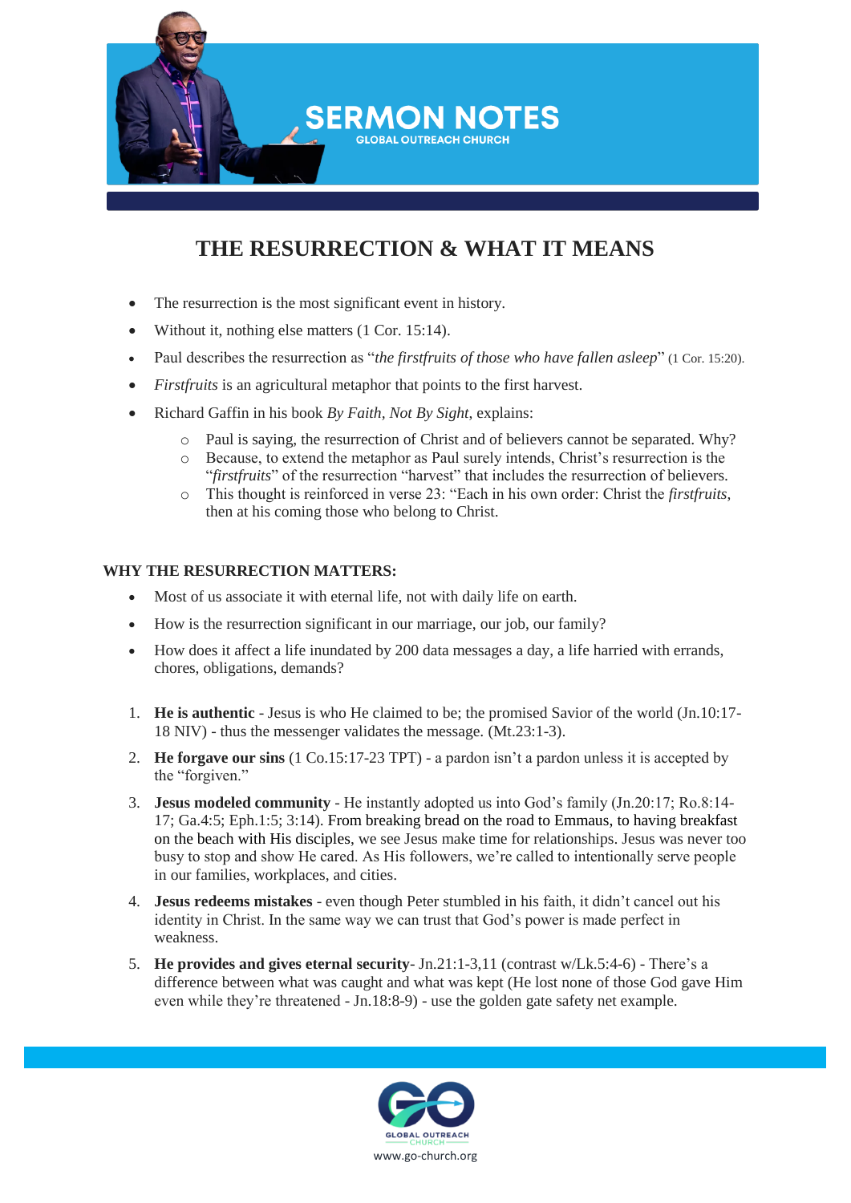# SERMON NOTES

GLOBAL OUTREACH CHURCH

## THE RESURRECTION & WHAT IT MEANS

- The resurrection is the most significant event in history.
- Without it, nothing else matters (1 Cor. 15:14).
- Paul describes the resurrection as "*the firstfruits of those who have fallen asleep*" (1 Cor. 15:20).
- *Firstfruits* is an agricultural metaphor that points to the first harvest.
- Richard Gaffin in his book *By Faith, Not By Sight*, explains:
  - Paul is saying, the resurrection of Christ and of believers cannot be separated. Why?
  - Because, to extend the metaphor as Paul surely intends, Christ's resurrection is the "*firstfruits*" of the resurrection "harvest" that includes the resurrection of believers.
  - This thought is reinforced in verse 23: "Each in his own order: Christ the *firstfruits*, then at his coming those who belong to Christ.

**WHY THE RESURRECTION MATTERS:**

- Most of us associate it with eternal life, not with daily life on earth.
- How is the resurrection significant in our marriage, our job, our family?
- How does it affect a life inundated by 200 data messages a day, a life harried with errands, chores, obligations, demands?

1. **He is authentic** - Jesus is who He claimed to be; the promised Savior of the world (Jn.10:17-18 NIV) - thus the messenger validates the message. (Mt.23:1-3).
2. **He forgave our sins** (1 Co.15:17-23 TPT) - a pardon isn't a pardon unless it is accepted by the "forgiven."
3. **Jesus modeled community** - He instantly adopted us into God's family (Jn.20:17; Ro.8:14-17; Ga.4:5; Eph.1:5; 3:14). From breaking bread on the road to Emmaus, to having breakfast on the beach with His disciples, we see Jesus make time for relationships. Jesus was never too busy to stop and show He cared. As His followers, we're called to intentionally serve people in our families, workplaces, and cities.
4. **Jesus redeems mistakes** - even though Peter stumbled in his faith, it didn't cancel out his identity in Christ. In the same way we can trust that God's power is made perfect in weakness.
5. **He provides and gives eternal security**- Jn.21:1-3,11 (contrast w/Lk.5:4-6) - There's a difference between what was caught and what was kept (He lost none of those God gave Him even while they're threatened - Jn.18:8-9) - use the golden gate safety net example.

GLOBAL OUTREACH CHURCH
www.go-church.org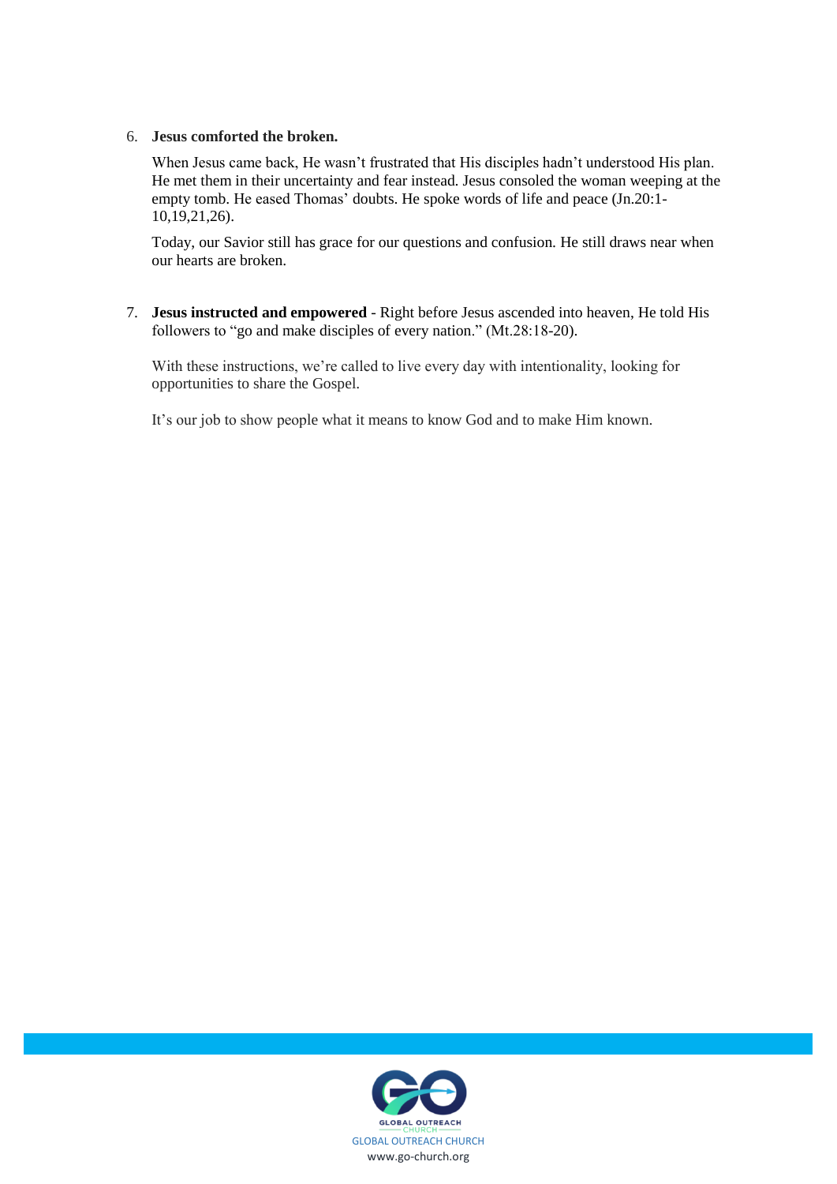6. **Jesus comforted the broken.**

   When Jesus came back, He wasn't frustrated that His disciples hadn't understood His plan. He met them in their uncertainty and fear instead. Jesus consoled the woman weeping at the empty tomb. He eased Thomas' doubts. He spoke words of life and peace (Jn.20:1-10,19,21,26).

   Today, our Savior still has grace for our questions and confusion. He still draws near when our hearts are broken.

7. **Jesus instructed and empowered** - Right before Jesus ascended into heaven, He told His followers to "go and make disciples of every nation." (Mt.28:18-20).

   With these instructions, we're called to live every day with intentionality, looking for opportunities to share the Gospel.

   It's our job to show people what it means to know God and to make Him known.